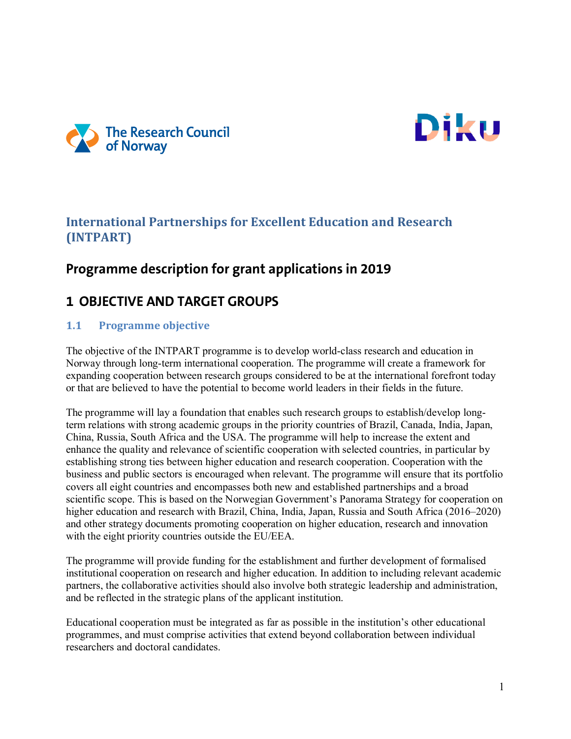The Research Council of Norway

Diku

# International Partnerships for Excellent Education and Research (INTPART)

## Programme description for grant applications in 2019

## 1 OBJECTIVE AND TARGET GROUPS

### 1.1 Programme objective

The objective of the INTPART programme is to develop world-class research and education in Norway through long-term international cooperation. The programme will create a framework for expanding cooperation between research groups considered to be at the international forefront today or that are believed to have the potential to become world leaders in their fields in the future.

The programme will lay a foundation that enables such research groups to establish/develop long-term relations with strong academic groups in the priority countries of Brazil, Canada, India, Japan, China, Russia, South Africa and the USA. The programme will help to increase the extent and enhance the quality and relevance of scientific cooperation with selected countries, in particular by establishing strong ties between higher education and research cooperation. Cooperation with the business and public sectors is encouraged when relevant. The programme will ensure that its portfolio covers all eight countries and encompasses both new and established partnerships and a broad scientific scope. This is based on the Norwegian Government's Panorama Strategy for cooperation on higher education and research with Brazil, China, India, Japan, Russia and South Africa (2016–2020) and other strategy documents promoting cooperation on higher education, research and innovation with the eight priority countries outside the EU/EEA.

The programme will provide funding for the establishment and further development of formalised institutional cooperation on research and higher education. In addition to including relevant academic partners, the collaborative activities should also involve both strategic leadership and administration, and be reflected in the strategic plans of the applicant institution.

Educational cooperation must be integrated as far as possible in the institution's other educational programmes, and must comprise activities that extend beyond collaboration between individual researchers and doctoral candidates.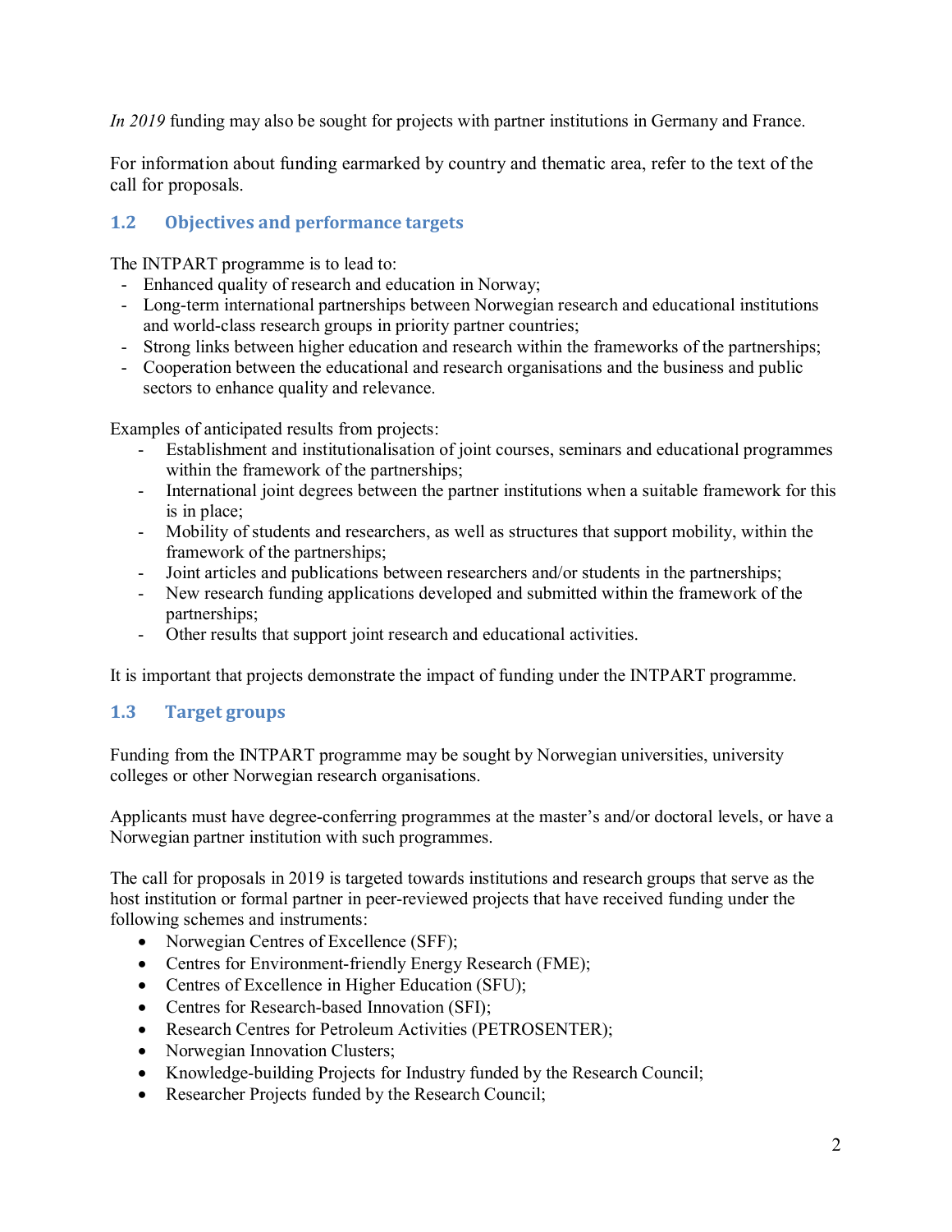*In 2019* funding may also be sought for projects with partner institutions in Germany and France.

For information about funding earmarked by country and thematic area, refer to the text of the call for proposals.

## 1.2 Objectives and performance targets

The INTPART programme is to lead to:

- Enhanced quality of research and education in Norway;
- Long-term international partnerships between Norwegian research and educational institutions and world-class research groups in priority partner countries;
- Strong links between higher education and research within the frameworks of the partnerships;
- Cooperation between the educational and research organisations and the business and public sectors to enhance quality and relevance.

Examples of anticipated results from projects:

- Establishment and institutionalisation of joint courses, seminars and educational programmes within the framework of the partnerships;
- International joint degrees between the partner institutions when a suitable framework for this is in place;
- Mobility of students and researchers, as well as structures that support mobility, within the framework of the partnerships;
- Joint articles and publications between researchers and/or students in the partnerships;
- New research funding applications developed and submitted within the framework of the partnerships;
- Other results that support joint research and educational activities.

It is important that projects demonstrate the impact of funding under the INTPART programme.

## 1.3 Target groups

Funding from the INTPART programme may be sought by Norwegian universities, university colleges or other Norwegian research organisations.

Applicants must have degree-conferring programmes at the master's and/or doctoral levels, or have a Norwegian partner institution with such programmes.

The call for proposals in 2019 is targeted towards institutions and research groups that serve as the host institution or formal partner in peer-reviewed projects that have received funding under the following schemes and instruments:

- Norwegian Centres of Excellence (SFF);
- Centres for Environment-friendly Energy Research (FME);
- Centres of Excellence in Higher Education (SFU);
- Centres for Research-based Innovation (SFI);
- Research Centres for Petroleum Activities (PETROSENTER);
- Norwegian Innovation Clusters;
- Knowledge-building Projects for Industry funded by the Research Council;
- Researcher Projects funded by the Research Council;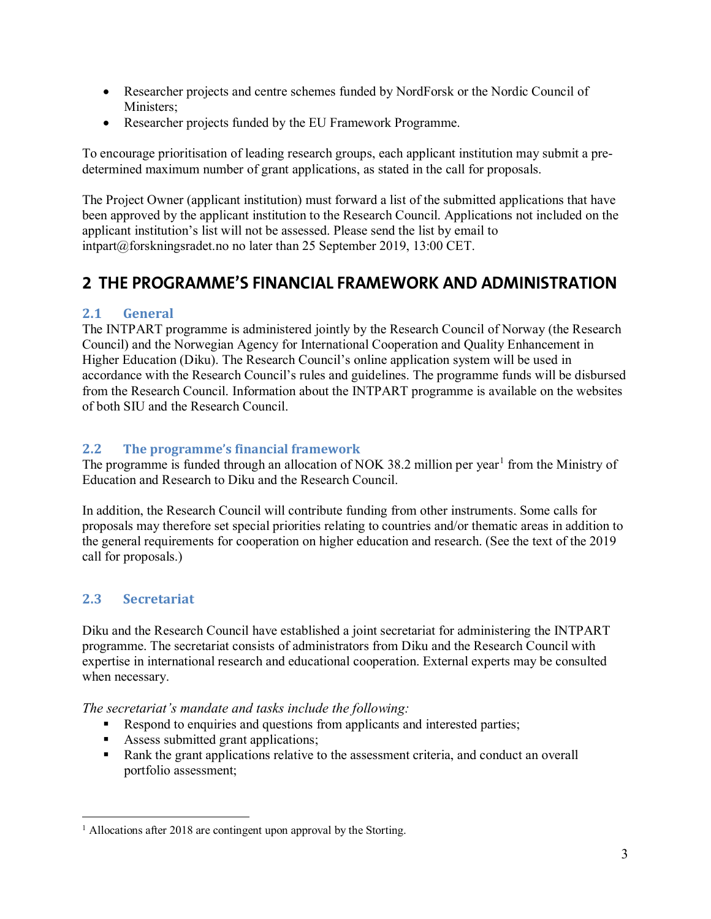- Researcher projects and centre schemes funded by NordForsk or the Nordic Council of Ministers;
- Researcher projects funded by the EU Framework Programme.

To encourage prioritisation of leading research groups, each applicant institution may submit a pre-determined maximum number of grant applications, as stated in the call for proposals.

The Project Owner (applicant institution) must forward a list of the submitted applications that have been approved by the applicant institution to the Research Council. Applications not included on the applicant institution's list will not be assessed. Please send the list by email to intpart@forskningsradet.no no later than 25 September 2019, 13:00 CET.

# 2 THE PROGRAMME'S FINANCIAL FRAMEWORK AND ADMINISTRATION

## 2.1 General

The INTPART programme is administered jointly by the Research Council of Norway (the Research Council) and the Norwegian Agency for International Cooperation and Quality Enhancement in Higher Education (Diku). The Research Council's online application system will be used in accordance with the Research Council's rules and guidelines. The programme funds will be disbursed from the Research Council. Information about the INTPART programme is available on the websites of both SIU and the Research Council.

## 2.2 The programme's financial framework

The programme is funded through an allocation of NOK 38.2 million per year[1] from the Ministry of Education and Research to Diku and the Research Council.

In addition, the Research Council will contribute funding from other instruments. Some calls for proposals may therefore set special priorities relating to countries and/or thematic areas in addition to the general requirements for cooperation on higher education and research. (See the text of the 2019 call for proposals.)

## 2.3 Secretariat

Diku and the Research Council have established a joint secretariat for administering the INTPART programme. The secretariat consists of administrators from Diku and the Research Council with expertise in international research and educational cooperation. External experts may be consulted when necessary.

*The secretariat's mandate and tasks include the following:*

- Respond to enquiries and questions from applicants and interested parties;
- Assess submitted grant applications;
- Rank the grant applications relative to the assessment criteria, and conduct an overall portfolio assessment;

[1] Allocations after 2018 are contingent upon approval by the Storting.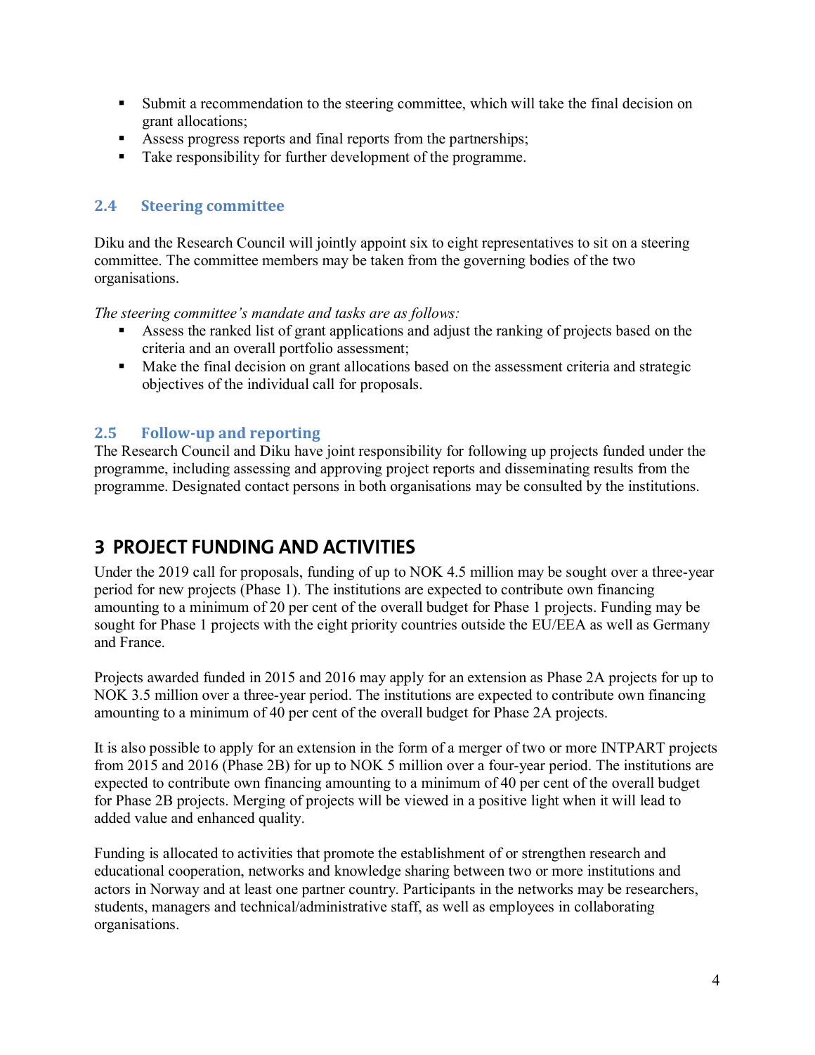- Submit a recommendation to the steering committee, which will take the final decision on grant allocations;
- Assess progress reports and final reports from the partnerships;
- Take responsibility for further development of the programme.

### 2.4 Steering committee

Diku and the Research Council will jointly appoint six to eight representatives to sit on a steering committee. The committee members may be taken from the governing bodies of the two organisations.

*The steering committee's mandate and tasks are as follows:*

- Assess the ranked list of grant applications and adjust the ranking of projects based on the criteria and an overall portfolio assessment;
- Make the final decision on grant allocations based on the assessment criteria and strategic objectives of the individual call for proposals.

### 2.5 Follow-up and reporting

The Research Council and Diku have joint responsibility for following up projects funded under the programme, including assessing and approving project reports and disseminating results from the programme. Designated contact persons in both organisations may be consulted by the institutions.

## 3 PROJECT FUNDING AND ACTIVITIES

Under the 2019 call for proposals, funding of up to NOK 4.5 million may be sought over a three-year period for new projects (Phase 1). The institutions are expected to contribute own financing amounting to a minimum of 20 per cent of the overall budget for Phase 1 projects. Funding may be sought for Phase 1 projects with the eight priority countries outside the EU/EEA as well as Germany and France.

Projects awarded funded in 2015 and 2016 may apply for an extension as Phase 2A projects for up to NOK 3.5 million over a three-year period. The institutions are expected to contribute own financing amounting to a minimum of 40 per cent of the overall budget for Phase 2A projects.

It is also possible to apply for an extension in the form of a merger of two or more INTPART projects from 2015 and 2016 (Phase 2B) for up to NOK 5 million over a four-year period. The institutions are expected to contribute own financing amounting to a minimum of 40 per cent of the overall budget for Phase 2B projects. Merging of projects will be viewed in a positive light when it will lead to added value and enhanced quality.

Funding is allocated to activities that promote the establishment of or strengthen research and educational cooperation, networks and knowledge sharing between two or more institutions and actors in Norway and at least one partner country. Participants in the networks may be researchers, students, managers and technical/administrative staff, as well as employees in collaborating organisations.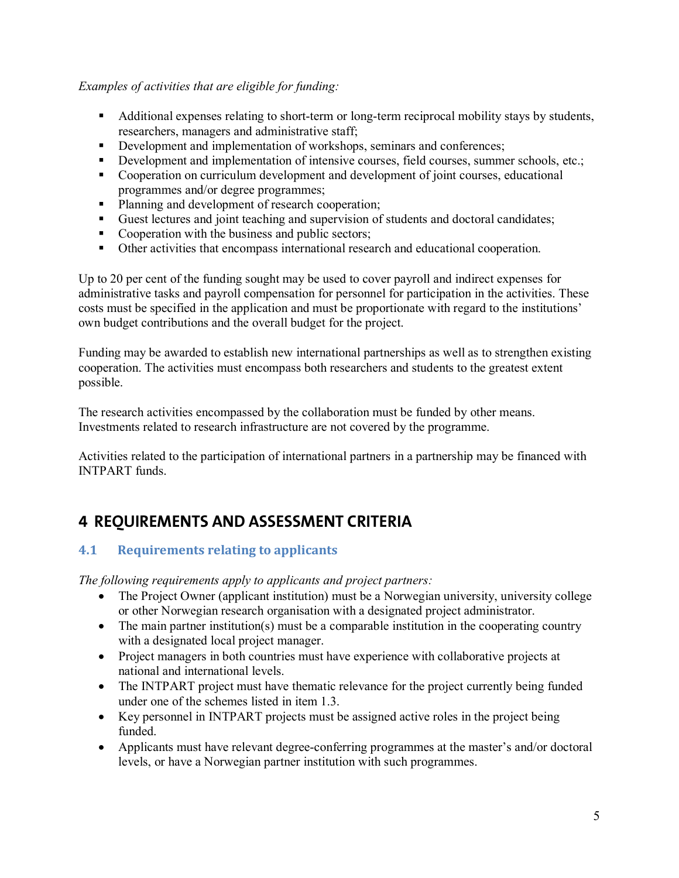*Examples of activities that are eligible for funding:*

- Additional expenses relating to short-term or long-term reciprocal mobility stays by students, researchers, managers and administrative staff;
- Development and implementation of workshops, seminars and conferences;
- Development and implementation of intensive courses, field courses, summer schools, etc.;
- Cooperation on curriculum development and development of joint courses, educational programmes and/or degree programmes;
- Planning and development of research cooperation;
- Guest lectures and joint teaching and supervision of students and doctoral candidates;
- Cooperation with the business and public sectors;
- Other activities that encompass international research and educational cooperation.

Up to 20 per cent of the funding sought may be used to cover payroll and indirect expenses for administrative tasks and payroll compensation for personnel for participation in the activities. These costs must be specified in the application and must be proportionate with regard to the institutions' own budget contributions and the overall budget for the project.

Funding may be awarded to establish new international partnerships as well as to strengthen existing cooperation. The activities must encompass both researchers and students to the greatest extent possible.

The research activities encompassed by the collaboration must be funded by other means. Investments related to research infrastructure are not covered by the programme.

Activities related to the participation of international partners in a partnership may be financed with INTPART funds.

# 4 REQUIREMENTS AND ASSESSMENT CRITERIA

## 4.1 Requirements relating to applicants

*The following requirements apply to applicants and project partners:*

- The Project Owner (applicant institution) must be a Norwegian university, university college or other Norwegian research organisation with a designated project administrator.
- The main partner institution(s) must be a comparable institution in the cooperating country with a designated local project manager.
- Project managers in both countries must have experience with collaborative projects at national and international levels.
- The INTPART project must have thematic relevance for the project currently being funded under one of the schemes listed in item 1.3.
- Key personnel in INTPART projects must be assigned active roles in the project being funded.
- Applicants must have relevant degree-conferring programmes at the master's and/or doctoral levels, or have a Norwegian partner institution with such programmes.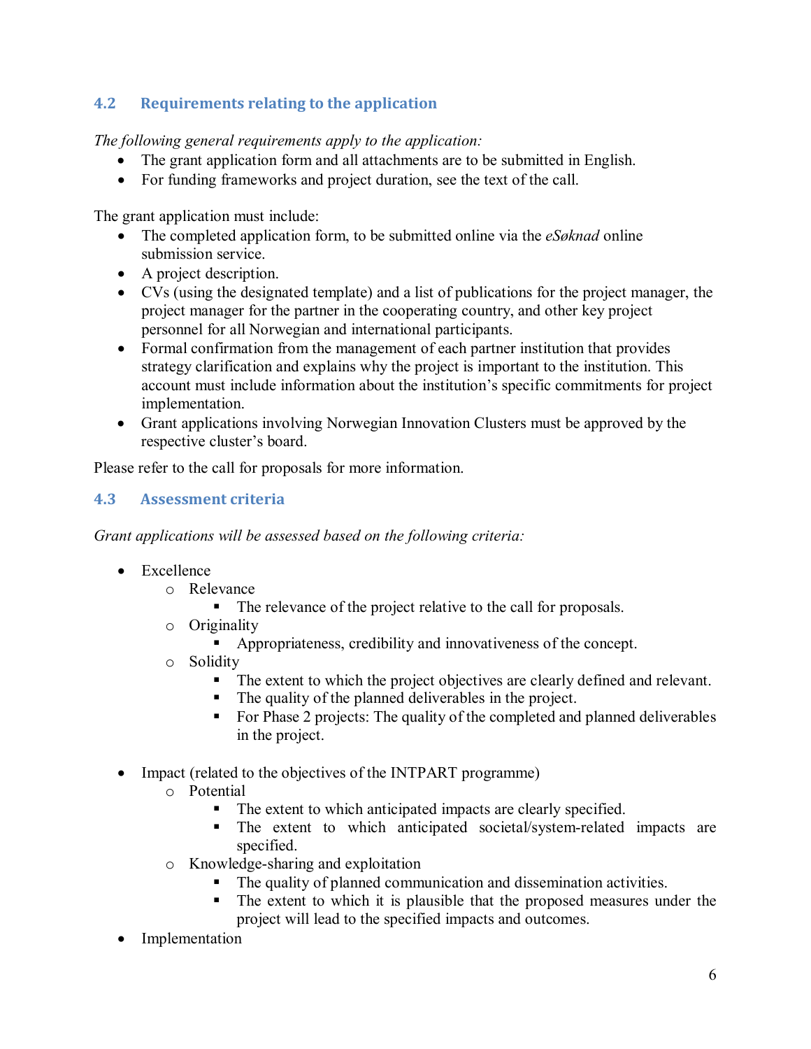## 4.2 Requirements relating to the application

*The following general requirements apply to the application:*

- The grant application form and all attachments are to be submitted in English.
- For funding frameworks and project duration, see the text of the call.

The grant application must include:

- The completed application form, to be submitted online via the *eSøknad* online submission service.
- A project description.
- CVs (using the designated template) and a list of publications for the project manager, the project manager for the partner in the cooperating country, and other key project personnel for all Norwegian and international participants.
- Formal confirmation from the management of each partner institution that provides strategy clarification and explains why the project is important to the institution. This account must include information about the institution's specific commitments for project implementation.
- Grant applications involving Norwegian Innovation Clusters must be approved by the respective cluster's board.

Please refer to the call for proposals for more information.

## 4.3 Assessment criteria

*Grant applications will be assessed based on the following criteria:*

- Excellence
  - Relevance
    - The relevance of the project relative to the call for proposals.
  - Originality
    - Appropriateness, credibility and innovativeness of the concept.
  - Solidity
    - The extent to which the project objectives are clearly defined and relevant.
    - The quality of the planned deliverables in the project.
    - For Phase 2 projects: The quality of the completed and planned deliverables in the project.

- Impact (related to the objectives of the INTPART programme)
  - Potential
    - The extent to which anticipated impacts are clearly specified.
    - The extent to which anticipated societal/system-related impacts are specified.
  - Knowledge-sharing and exploitation
    - The quality of planned communication and dissemination activities.
    - The extent to which it is plausible that the proposed measures under the project will lead to the specified impacts and outcomes.
- Implementation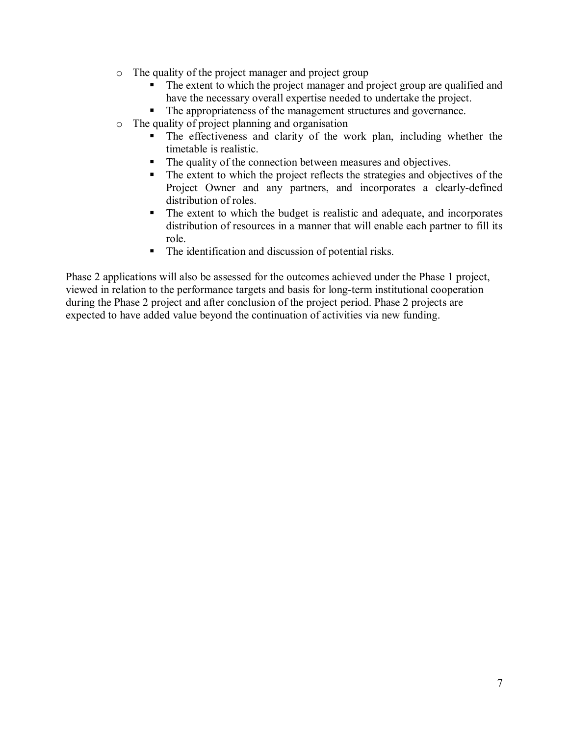- The quality of the project manager and project group
    - The extent to which the project manager and project group are qualified and have the necessary overall expertise needed to undertake the project.
    - The appropriateness of the management structures and governance.
- The quality of project planning and organisation
    - The effectiveness and clarity of the work plan, including whether the timetable is realistic.
    - The quality of the connection between measures and objectives.
    - The extent to which the project reflects the strategies and objectives of the Project Owner and any partners, and incorporates a clearly-defined distribution of roles.
    - The extent to which the budget is realistic and adequate, and incorporates distribution of resources in a manner that will enable each partner to fill its role.
    - The identification and discussion of potential risks.

Phase 2 applications will also be assessed for the outcomes achieved under the Phase 1 project, viewed in relation to the performance targets and basis for long-term institutional cooperation during the Phase 2 project and after conclusion of the project period. Phase 2 projects are expected to have added value beyond the continuation of activities via new funding.